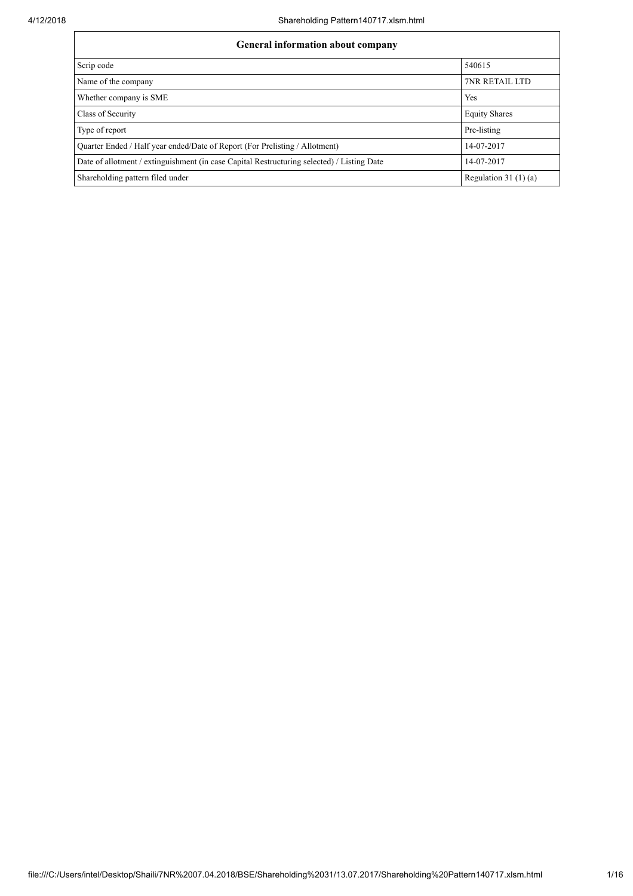| General information about company | |
|---|---|
| Scrip code | 540615 |
| Name of the company | 7NR RETAIL LTD |
| Whether company is SME | Yes |
| Class of Security | Equity Shares |
| Type of report | Pre-listing |
| Quarter Ended / Half year ended/Date of Report (For Prelisting / Allotment) | 14-07-2017 |
| Date of allotment / extinguishment (in case Capital Restructuring selected) / Listing Date | 14-07-2017 |
| Shareholding pattern filed under | Regulation 31 (1) (a) |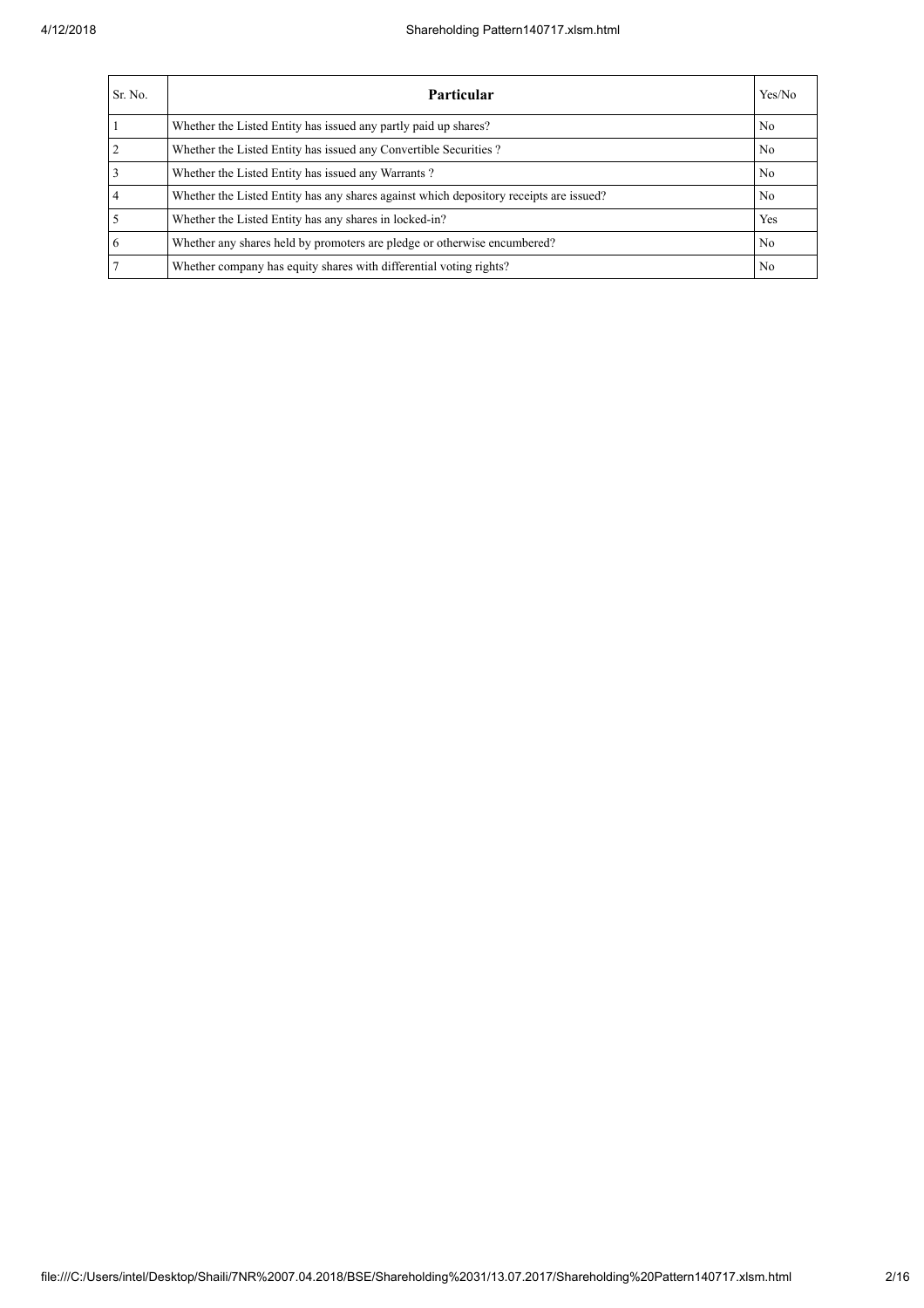| Sr. No. | Particular | Yes/No |
| --- | --- | --- |
| 1 | Whether the Listed Entity has issued any partly paid up shares? | No |
| 2 | Whether the Listed Entity has issued any Convertible Securities ? | No |
| 3 | Whether the Listed Entity has issued any Warrants ? | No |
| 4 | Whether the Listed Entity has any shares against which depository receipts are issued? | No |
| 5 | Whether the Listed Entity has any shares in locked-in? | Yes |
| 6 | Whether any shares held by promoters are pledge or otherwise encumbered? | No |
| 7 | Whether company has equity shares with differential voting rights? | No |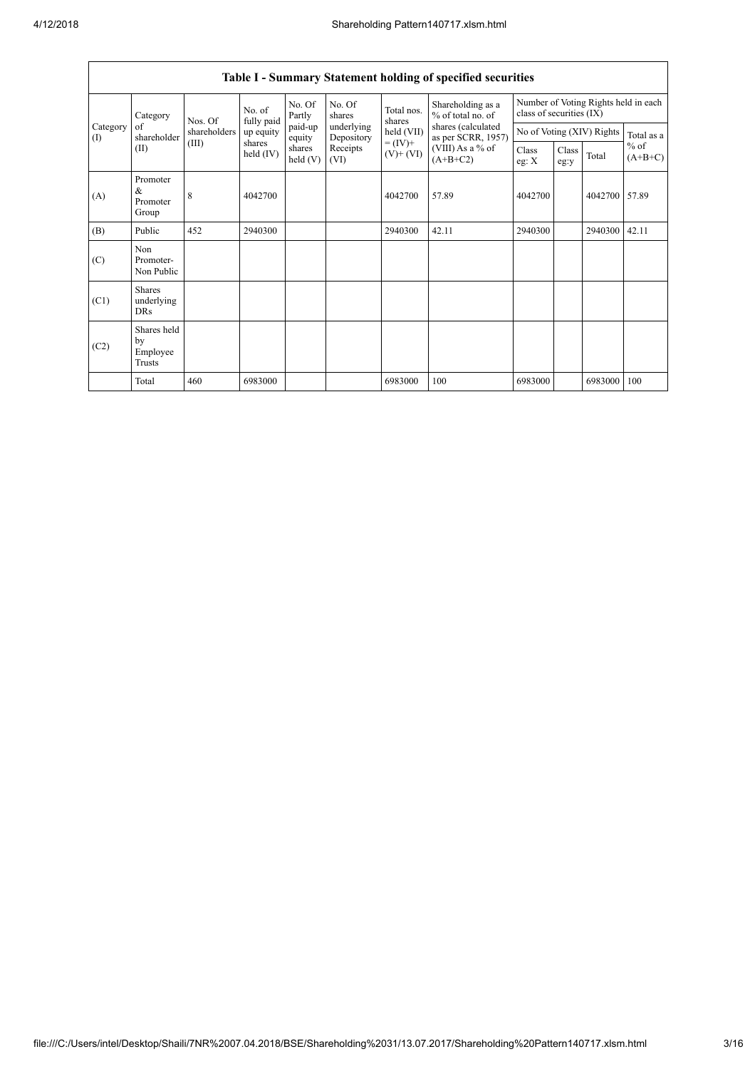## Table I - Summary Statement holding of specified securities

| Category (I) | Category of shareholder (II) | Nos. Of shareholders (III) | No. of fully paid up equity shares held (IV) | No. Of Partly paid-up equity shares held (V) | No. Of shares underlying Depository Receipts (VI) | Total nos. shares held (VII) = (IV)+ (V)+ (VI) | Shareholding as a % of total no. of shares (calculated as per SCRR, 1957) (VIII) As a % of (A+B+C2) | Number of Voting Rights held in each class of securities (IX) | | | |
|---|---|---|---|---|---|---|---|---|---|---|---|
| | | | | | | | | No of Voting (XIV) Rights | | | Total as a % of (A+B+C) |
| | | | | | | | | Class eg: X | Class eg:y | Total | |
| (A) | Promoter & Promoter Group | 8 | 4042700 | | | 4042700 | 57.89 | 4042700 | | 4042700 | 57.89 |
| (B) | Public | 452 | 2940300 | | | 2940300 | 42.11 | 2940300 | | 2940300 | 42.11 |
| (C) | Non Promoter- Non Public | | | | | | | | | | |
| (C1) | Shares underlying DRs | | | | | | | | | | |
| (C2) | Shares held by Employee Trusts | | | | | | | | | | |
| | Total | 460 | 6983000 | | | 6983000 | 100 | 6983000 | | 6983000 | 100 |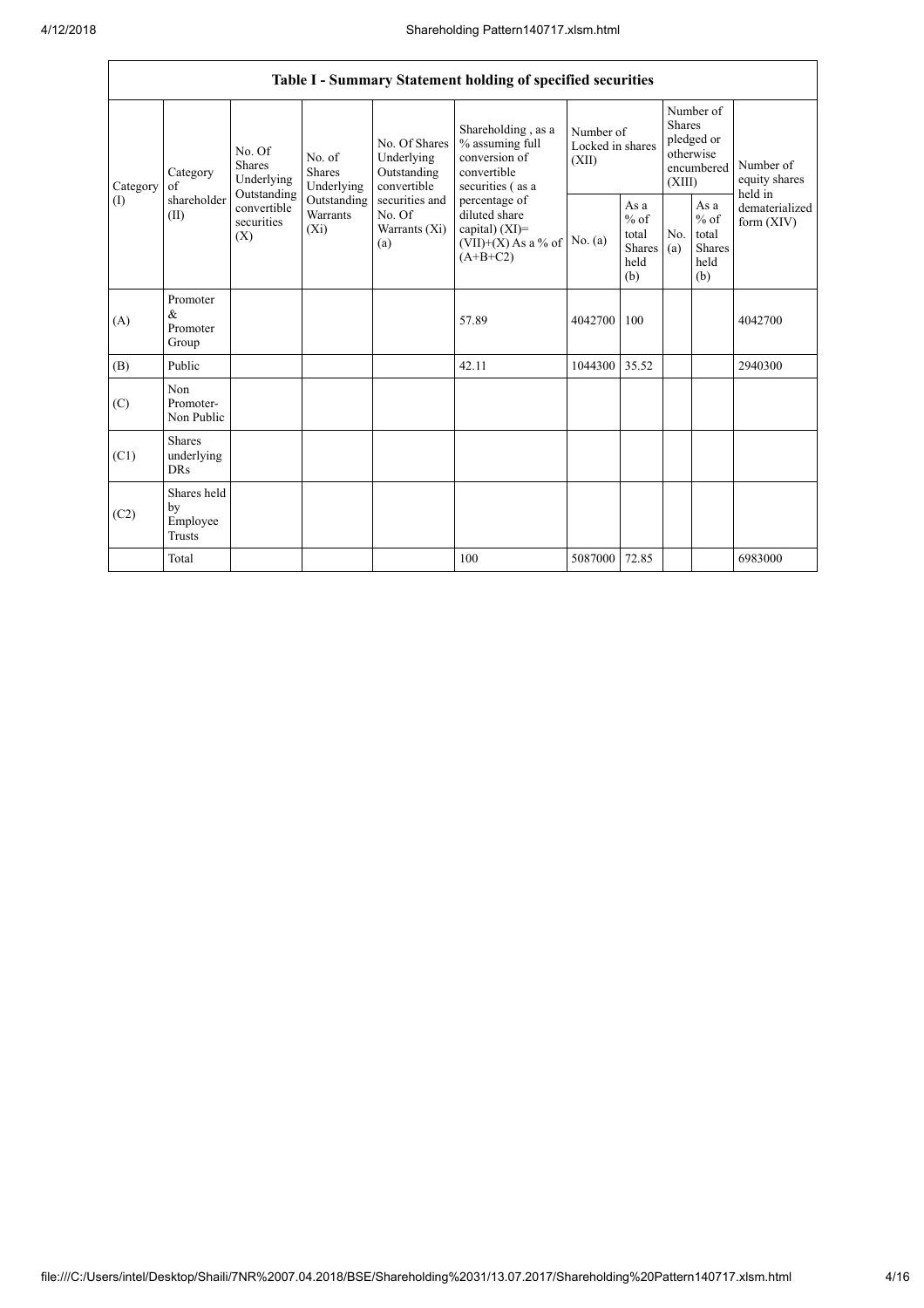## Table I - Summary Statement holding of specified securities

| Category (I) | Category of shareholder (II) | No. Of Shares Underlying Outstanding convertible securities (X) | No. of Shares Underlying Outstanding Warrants (Xi) | No. Of Shares Underlying Outstanding convertible securities and No. Of Warrants (Xi) (a) | Shareholding , as a % assuming full conversion of convertible securities ( as a percentage of diluted share capital) (XI)= (VII)+(X) As a % of (A+B+C2) | Number of Locked in shares (XII) | | Number of Shares pledged or otherwise encumbered (XIII) | | Number of equity shares held in dematerialized form (XIV) |
|---|---|---|---|---|---|---|---|---|---|---|
| | | | | | | No. (a) | As a % of total Shares held (b) | No. (a) | As a % of total Shares held (b) | |
| (A) | Promoter & Promoter Group | | | | 57.89 | 4042700 | 100 | | | 4042700 |
| (B) | Public | | | | 42.11 | 1044300 | 35.52 | | | 2940300 |
| (C) | Non Promoter- Non Public | | | | | | | | | |
| (C1) | Shares underlying DRs | | | | | | | | | |
| (C2) | Shares held by Employee Trusts | | | | | | | | | |
| | Total | | | | 100 | 5087000 | 72.85 | | | 6983000 |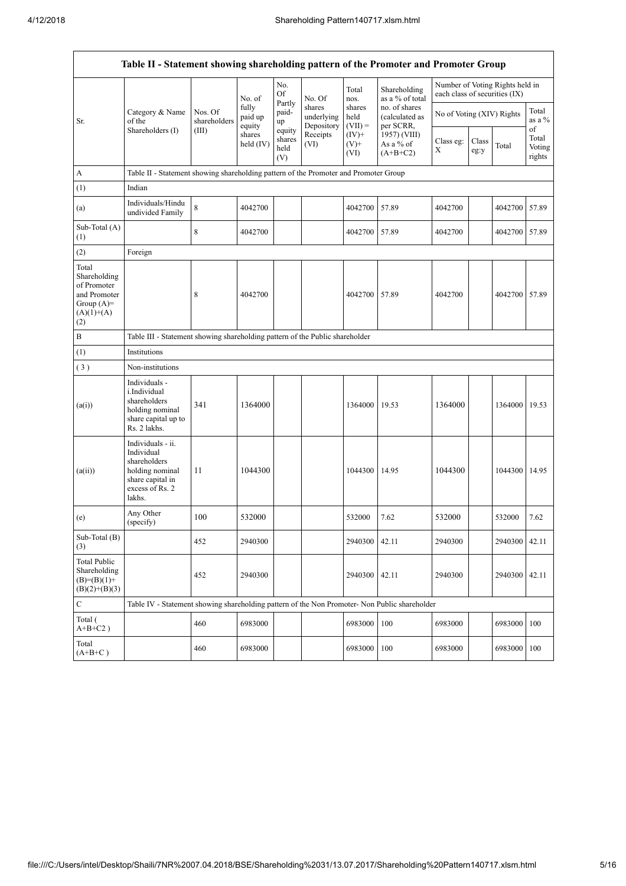| Table II - Statement showing shareholding pattern of the Promoter and Promoter Group | | | | | | | | | | | | |
|---|---|---|---|---|---|---|---|---|---|---|---|---|
| Sr. | Category & Name of the Shareholders (I) | Nos. Of shareholders (III) | No. of fully paid up equity shares held (IV) | No. Of Partly paid-up equity shares held (V) | No. Of shares underlying Depository Receipts (VI) | Total nos. shares held (VII) = (IV)+ (V)+ (VI) | Shareholding as a % of total no. of shares (calculated as per SCRR, 1957) (VIII) As a % of (A+B+C2) | Number of Voting Rights held in each class of securities (IX) | | | |
| | | | | | | | | No of Voting (XIV) Rights | | | Total as a % of Total Voting rights |
| | | | | | | | | Class eg: X | Class eg:y | Total | |
| A | Table II - Statement showing shareholding pattern of the Promoter and Promoter Group | | | | | | | | | | |
| (1) | Indian | | | | | | | | | | |
| (a) | Individuals/Hindu undivided Family | 8 | 4042700 | | | 4042700 | 57.89 | 4042700 | | 4042700 | 57.89 |
| Sub-Total (A) (1) | | 8 | 4042700 | | | 4042700 | 57.89 | 4042700 | | 4042700 | 57.89 |
| (2) | Foreign | | | | | | | | | | |
| Total Shareholding of Promoter and Promoter Group (A)= (A)(1)+(A)(2) | | 8 | 4042700 | | | 4042700 | 57.89 | 4042700 | | 4042700 | 57.89 |
| B | Table III - Statement showing shareholding pattern of the Public shareholder | | | | | | | | | | |
| (1) | Institutions | | | | | | | | | | |
| (3) | Non-institutions | | | | | | | | | | |
| (a(i)) | Individuals - i.Individual shareholders holding nominal share capital up to Rs. 2 lakhs. | 341 | 1364000 | | | 1364000 | 19.53 | 1364000 | | 1364000 | 19.53 |
| (a(ii)) | Individuals - ii. Individual shareholders holding nominal share capital in excess of Rs. 2 lakhs. | 11 | 1044300 | | | 1044300 | 14.95 | 1044300 | | 1044300 | 14.95 |
| (e) | Any Other (specify) | 100 | 532000 | | | 532000 | 7.62 | 532000 | | 532000 | 7.62 |
| Sub-Total (B) (3) | | 452 | 2940300 | | | 2940300 | 42.11 | 2940300 | | 2940300 | 42.11 |
| Total Public Shareholding (B)=(B)(1)+(B)(2)+(B)(3) | | 452 | 2940300 | | | 2940300 | 42.11 | 2940300 | | 2940300 | 42.11 |
| C | Table IV - Statement showing shareholding pattern of the Non Promoter- Non Public shareholder | | | | | | | | | | |
| Total ( A+B+C2 ) | | 460 | 6983000 | | | 6983000 | 100 | 6983000 | | 6983000 | 100 |
| Total (A+B+C ) | | 460 | 6983000 | | | 6983000 | 100 | 6983000 | | 6983000 | 100 |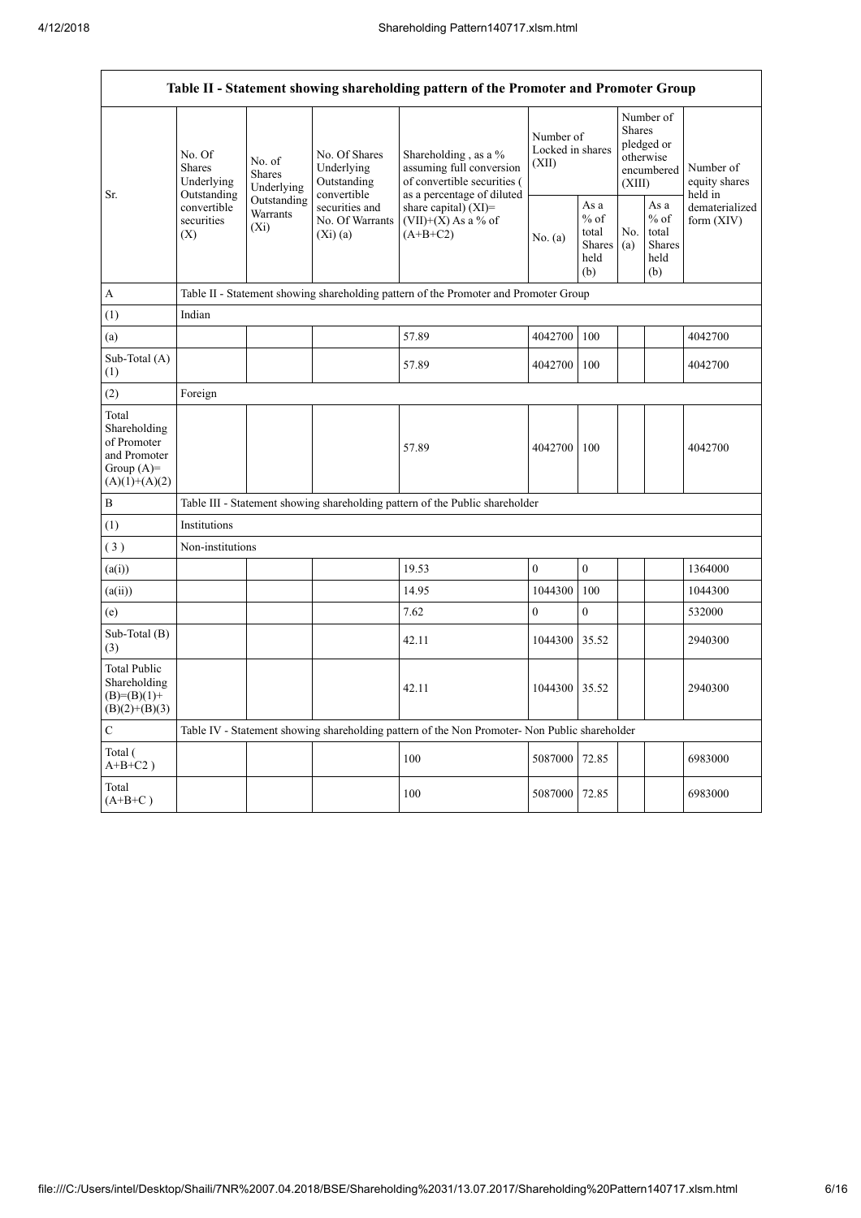| Table II - Statement showing shareholding pattern of the Promoter and Promoter Group | | | | | | | | | |
|---|---|---|---|---|---|---|---|---|---|
| Sr. | No. Of Shares Underlying Outstanding convertible securities (X) | No. of Shares Underlying Outstanding Warrants (Xi) | No. Of Shares Underlying Outstanding convertible securities and No. Of Warrants (Xi) (a) | Shareholding , as a % assuming full conversion of convertible securities ( as a percentage of diluted share capital) (XI)= (VII)+(X) As a % of (A+B+C2) | Number of Locked in shares (XII) | | Number of Shares pledged or otherwise encumbered (XIII) | | Number of equity shares held in dematerialized form (XIV) |
| | | | | | No. (a) | As a % of total Shares held (b) | No. (a) | As a % of total Shares held (b) | |
| A | Table II - Statement showing shareholding pattern of the Promoter and Promoter Group | | | | | | | | |
| (1) | Indian | | | | | | | | |
| (a) | | | | 57.89 | 4042700 | 100 | | | 4042700 |
| Sub-Total (A) (1) | | | | 57.89 | 4042700 | 100 | | | 4042700 |
| (2) | Foreign | | | | | | | | |
| Total Shareholding of Promoter and Promoter Group (A)= (A)(1)+(A)(2) | | | | 57.89 | 4042700 | 100 | | | 4042700 |
| B | Table III - Statement showing shareholding pattern of the Public shareholder | | | | | | | | |
| (1) | Institutions | | | | | | | | |
| ( 3 ) | Non-institutions | | | | | | | | |
| (a(i)) | | | | 19.53 | 0 | 0 | | | 1364000 |
| (a(ii)) | | | | 14.95 | 1044300 | 100 | | | 1044300 |
| (e) | | | | 7.62 | 0 | 0 | | | 532000 |
| Sub-Total (B) (3) | | | | 42.11 | 1044300 | 35.52 | | | 2940300 |
| Total Public Shareholding (B)=(B)(1)+ (B)(2)+(B)(3) | | | | 42.11 | 1044300 | 35.52 | | | 2940300 |
| C | Table IV - Statement showing shareholding pattern of the Non Promoter- Non Public shareholder | | | | | | | | |
| Total ( A+B+C2 ) | | | | 100 | 5087000 | 72.85 | | | 6983000 |
| Total (A+B+C ) | | | | 100 | 5087000 | 72.85 | | | 6983000 |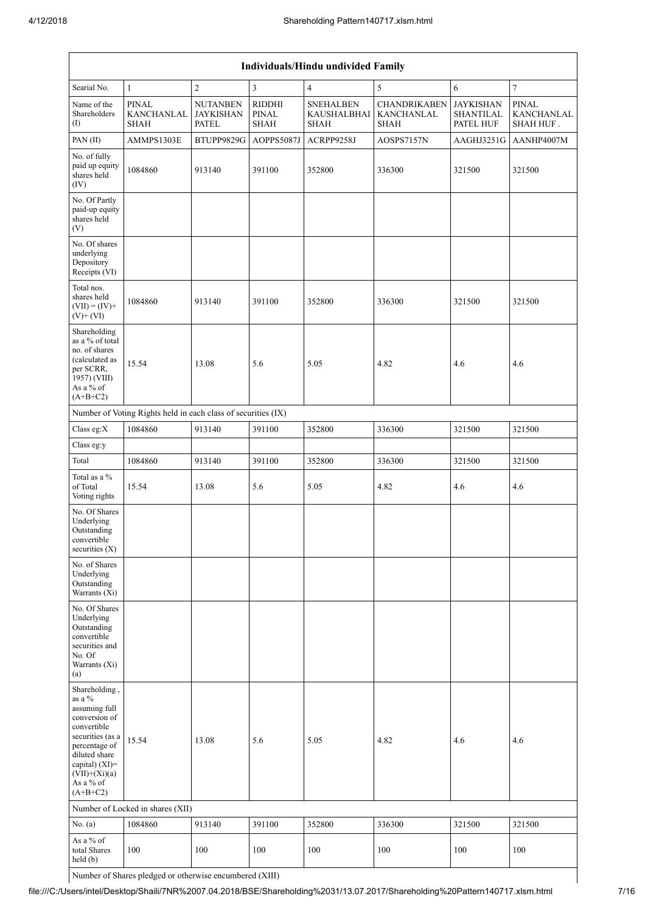| Individuals/Hindu undivided Family | | | | | | | |
|---|---|---|---|---|---|---|---|
| Searial No. | 1 | 2 | 3 | 4 | 5 | 6 | 7 |
| Name of the Shareholders (I) | PINAL KANCHANLAL SHAH | NUTANBEN JAYKISHAN PATEL | RIDDHI PINAL SHAH | SNEHALBEN KAUSHALBHAI SHAH | CHANDRIKABEN KANCHANLAL SHAH | JAYKISHAN SHANTILAL PATEL HUF | PINAL KANCHANLAL SHAH HUF . |
| PAN (II) | AMMPS1303E | BTUPP9829G | AOPPS5087J | ACRPP9258J | AOSPS7157N | AAGHJ3251G | AANHP4007M |
| No. of fully paid up equity shares held (IV) | 1084860 | 913140 | 391100 | 352800 | 336300 | 321500 | 321500 |
| No. Of Partly paid-up equity shares held (V) | | | | | | | |
| No. Of shares underlying Depository Receipts (VI) | | | | | | | |
| Total nos. shares held (VII) = (IV)+ (V)+ (VI) | 1084860 | 913140 | 391100 | 352800 | 336300 | 321500 | 321500 |
| Shareholding as a % of total no. of shares (calculated as per SCRR, 1957) (VIII) As a % of (A+B+C2) | 15.54 | 13.08 | 5.6 | 5.05 | 4.82 | 4.6 | 4.6 |
| Number of Voting Rights held in each class of securities (IX) | | | | | | | |
| Class eg:X | 1084860 | 913140 | 391100 | 352800 | 336300 | 321500 | 321500 |
| Class eg:y | | | | | | | |
| Total | 1084860 | 913140 | 391100 | 352800 | 336300 | 321500 | 321500 |
| Total as a % of Total Voting rights | 15.54 | 13.08 | 5.6 | 5.05 | 4.82 | 4.6 | 4.6 |
| No. Of Shares Underlying Outstanding convertible securities (X) | | | | | | | |
| No. of Shares Underlying Outstanding Warrants (Xi) | | | | | | | |
| No. Of Shares Underlying Outstanding convertible securities and No. Of Warrants (Xi) (a) | | | | | | | |
| Shareholding , as a % assuming full conversion of convertible securities (as a percentage of diluted share capital) (XI)= (VII)+(Xi)(a) As a % of (A+B+C2) | 15.54 | 13.08 | 5.6 | 5.05 | 4.82 | 4.6 | 4.6 |
| Number of Locked in shares (XII) | | | | | | | |
| No. (a) | 1084860 | 913140 | 391100 | 352800 | 336300 | 321500 | 321500 |
| As a % of total Shares held (b) | 100 | 100 | 100 | 100 | 100 | 100 | 100 |
| Number of Shares pledged or otherwise encumbered (XIII) | | | | | | | |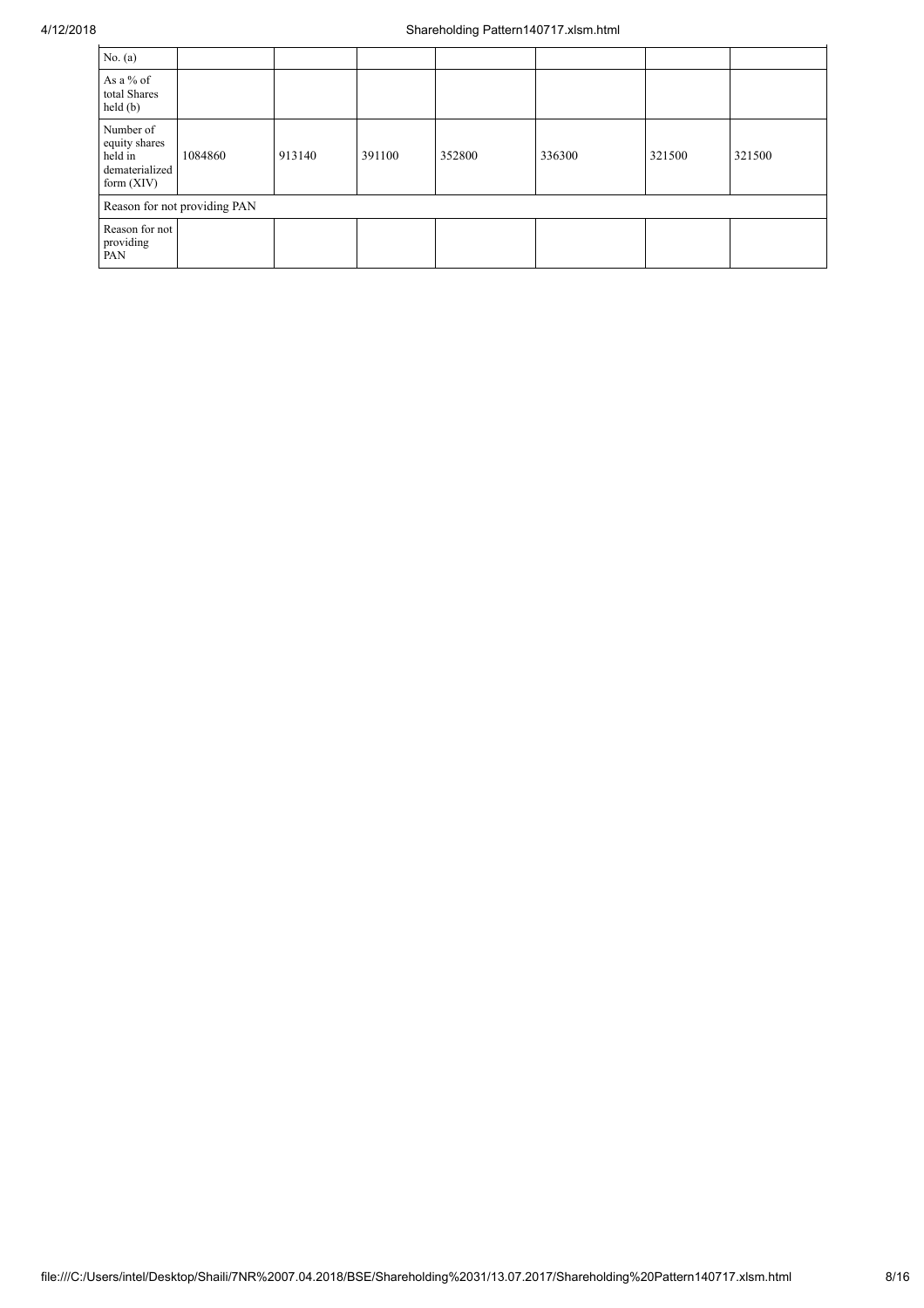| No. (a) | | | | | | | |
|---|---|---|---|---|---|---|---|
| As a % of total Shares held (b) | | | | | | | |
| Number of equity shares held in dematerialized form (XIV) | 1084860 | 913140 | 391100 | 352800 | 336300 | 321500 | 321500 |
| Reason for not providing PAN | | | | | | | |
| Reason for not providing PAN | | | | | | | |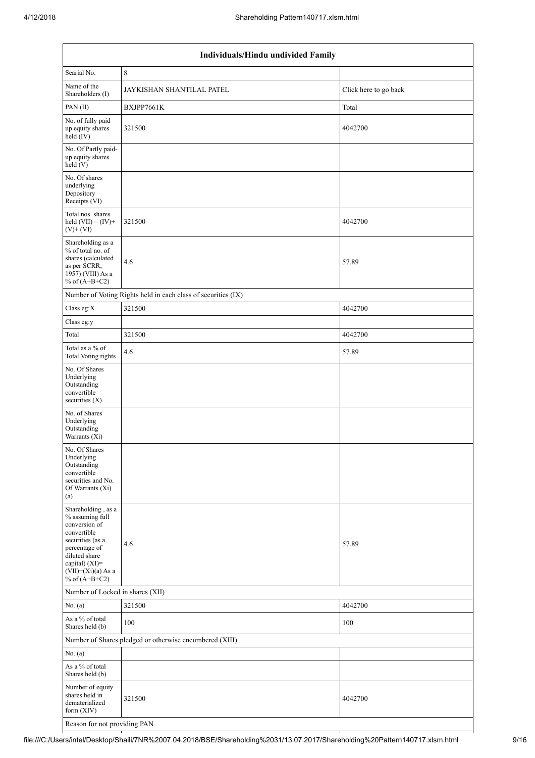| Individuals/Hindu undivided Family | | |
|---|---|---|
| Searial No. | 8 | |
| Name of the Shareholders (I) | JAYKISHAN SHANTILAL PATEL | Click here to go back |
| PAN (II) | BXJPP7661K | Total |
| No. of fully paid up equity shares held (IV) | 321500 | 4042700 |
| No. Of Partly paid-up equity shares held (V) | | |
| No. Of shares underlying Depository Receipts (VI) | | |
| Total nos. shares held (VII) = (IV)+ (V)+ (VI) | 321500 | 4042700 |
| Shareholding as a % of total no. of shares (calculated as per SCRR, 1957) (VIII) As a % of (A+B+C2) | 4.6 | 57.89 |
| Number of Voting Rights held in each class of securities (IX) | | |
| Class eg:X | 321500 | 4042700 |
| Class eg:y | | |
| Total | 321500 | 4042700 |
| Total as a % of Total Voting rights | 4.6 | 57.89 |
| No. Of Shares Underlying Outstanding convertible securities (X) | | |
| No. of Shares Underlying Outstanding Warrants (Xi) | | |
| No. Of Shares Underlying Outstanding convertible securities and No. Of Warrants (Xi) (a) | | |
| Shareholding , as a % assuming full conversion of convertible securities (as a percentage of diluted share capital) (XI)= (VII)+(Xi)(a) As a % of (A+B+C2) | 4.6 | 57.89 |
| Number of Locked in shares (XII) | | |
| No. (a) | 321500 | 4042700 |
| As a % of total Shares held (b) | 100 | 100 |
| Number of Shares pledged or otherwise encumbered (XIII) | | |
| No. (a) | | |
| As a % of total Shares held (b) | | |
| Number of equity shares held in dematerialized form (XIV) | 321500 | 4042700 |
| Reason for not providing PAN | | |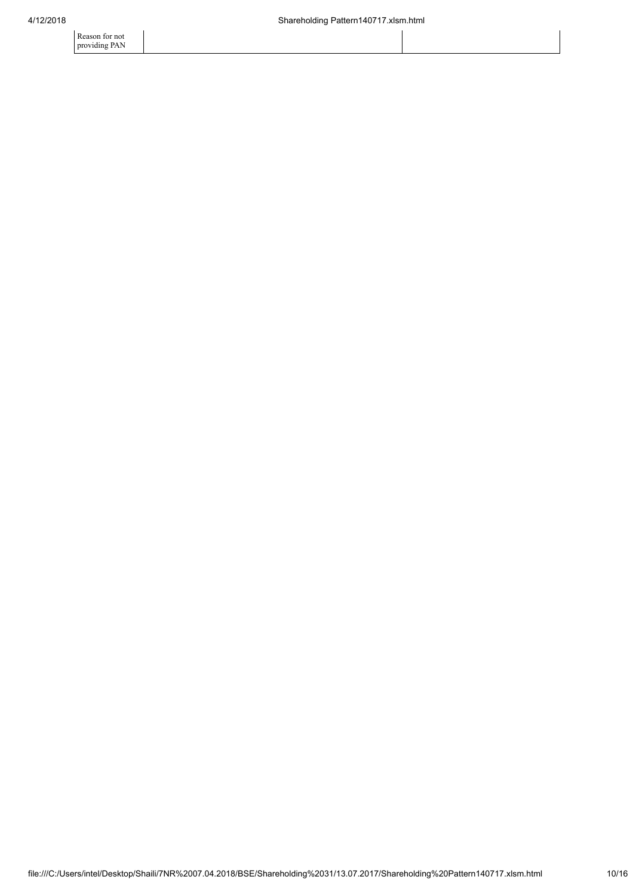| Reason for not providing PAN | | |
|---|---|---|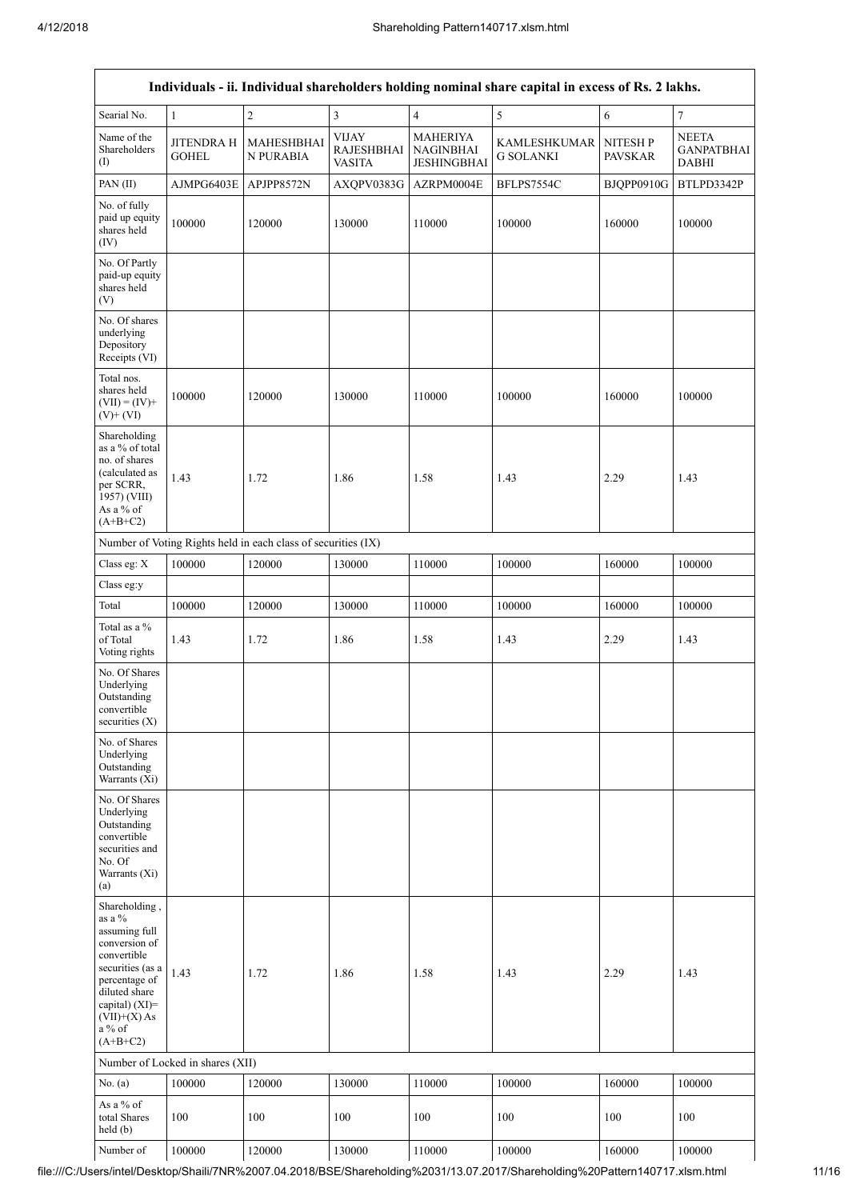| Individuals - ii. Individual shareholders holding nominal share capital in excess of Rs. 2 lakhs. | | | | | | | |
|---|---|---|---|---|---|---|---|
| Searial No. | 1 | 2 | 3 | 4 | 5 | 6 | 7 |
| Name of the Shareholders (I) | JITENDRA H GOHEL | MAHESHBHAI N PURABIA | VIJAY RAJESHBHAI VASITA | MAHERIYA NAGINBHAI JESHINGBHAI | KAMLESHKUMAR G SOLANKI | NITESH P PAVSKAR | NEETA GANPATBHAI DABHI |
| PAN (II) | AJMPG6403E | APJPP8572N | AXQPV0383G | AZRPM0004E | BFLPS7554C | BJQPP0910G | BTLPD3342P |
| No. of fully paid up equity shares held (IV) | 100000 | 120000 | 130000 | 110000 | 100000 | 160000 | 100000 |
| No. Of Partly paid-up equity shares held (V) | | | | | | | |
| No. Of shares underlying Depository Receipts (VI) | | | | | | | |
| Total nos. shares held (VII) = (IV)+ (V)+ (VI) | 100000 | 120000 | 130000 | 110000 | 100000 | 160000 | 100000 |
| Shareholding as a % of total no. of shares (calculated as per SCRR, 1957) (VIII) As a % of (A+B+C2) | 1.43 | 1.72 | 1.86 | 1.58 | 1.43 | 2.29 | 1.43 |
| Number of Voting Rights held in each class of securities (IX) | | | | | | | |
| Class eg: X | 100000 | 120000 | 130000 | 110000 | 100000 | 160000 | 100000 |
| Class eg:y | | | | | | | |
| Total | 100000 | 120000 | 130000 | 110000 | 100000 | 160000 | 100000 |
| Total as a % of Total Voting rights | 1.43 | 1.72 | 1.86 | 1.58 | 1.43 | 2.29 | 1.43 |
| No. Of Shares Underlying Outstanding convertible securities (X) | | | | | | | |
| No. of Shares Underlying Outstanding Warrants (Xi) | | | | | | | |
| No. Of Shares Underlying Outstanding convertible securities and No. Of Warrants (Xi) (a) | | | | | | | |
| Shareholding , as a % assuming full conversion of convertible securities (as a percentage of diluted share capital) (XI)= (VII)+(X) As a % of (A+B+C2) | 1.43 | 1.72 | 1.86 | 1.58 | 1.43 | 2.29 | 1.43 |
| Number of Locked in shares (XII) | | | | | | | |
| No. (a) | 100000 | 120000 | 130000 | 110000 | 100000 | 160000 | 100000 |
| As a % of total Shares held (b) | 100 | 100 | 100 | 100 | 100 | 100 | 100 |
| Number of | 100000 | 120000 | 130000 | 110000 | 100000 | 160000 | 100000 |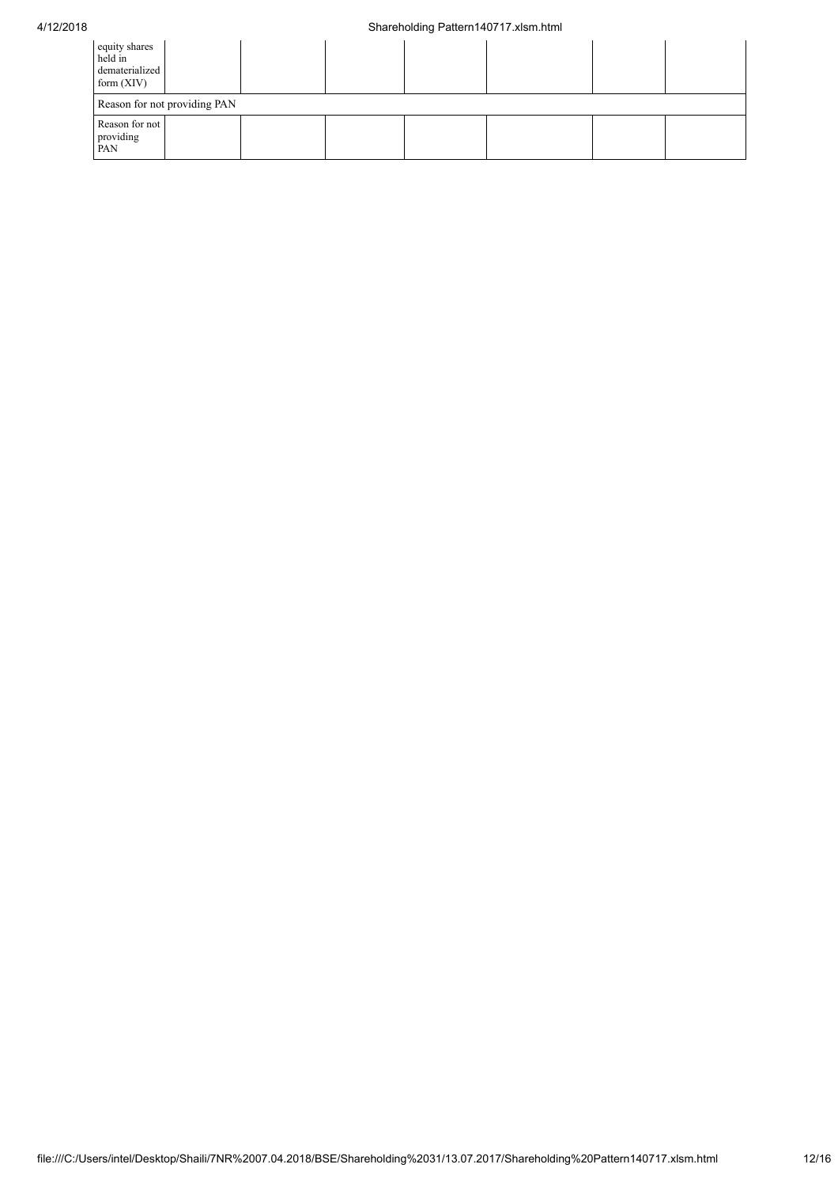| equity shares held in dematerialized form (XIV) | | | | | | |
|---|---|---|---|---|---|---|
| Reason for not providing PAN | | | | | | |
| Reason for not providing PAN | | | | | | |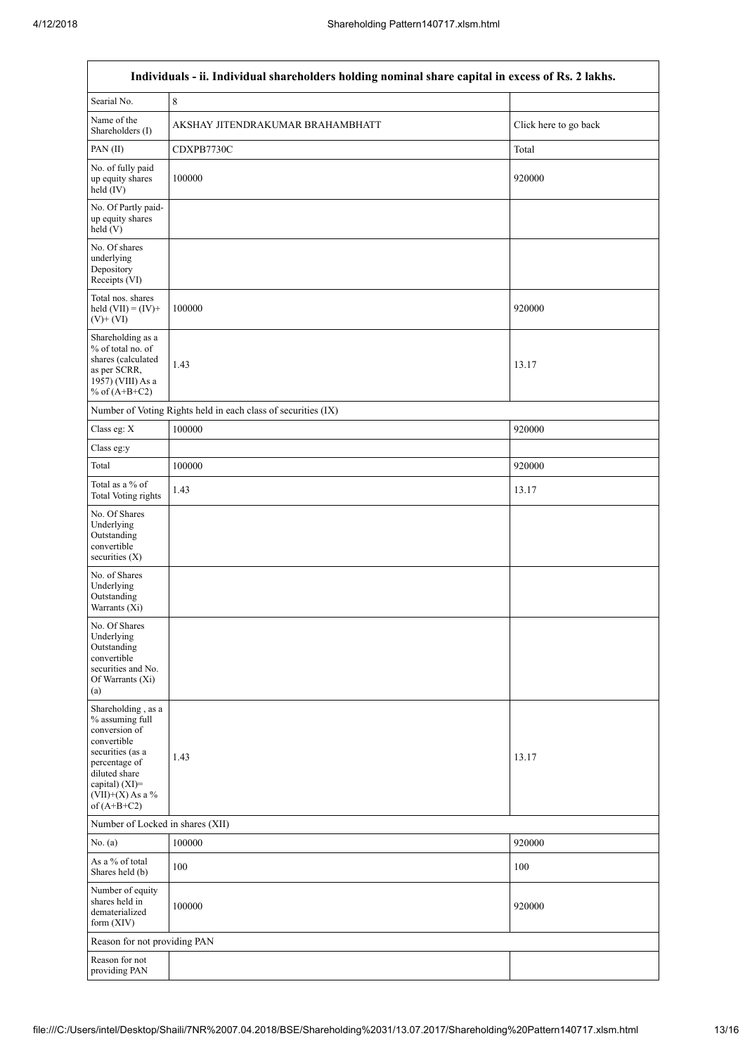| Individuals - ii. Individual shareholders holding nominal share capital in excess of Rs. 2 lakhs. | | |
|---|---|---|
| Searial No. | 8 | |
| Name of the Shareholders (I) | AKSHAY JITENDRAKUMAR BRAHAMBHATT | Click here to go back |
| PAN (II) | CDXPB7730C | Total |
| No. of fully paid up equity shares held (IV) | 100000 | 920000 |
| No. Of Partly paid-up equity shares held (V) | | |
| No. Of shares underlying Depository Receipts (VI) | | |
| Total nos. shares held (VII) = (IV)+ (V)+ (VI) | 100000 | 920000 |
| Shareholding as a % of total no. of shares (calculated as per SCRR, 1957) (VIII) As a % of (A+B+C2) | 1.43 | 13.17 |
| Number of Voting Rights held in each class of securities (IX) | | |
| Class eg: X | 100000 | 920000 |
| Class eg:y | | |
| Total | 100000 | 920000 |
| Total as a % of Total Voting rights | 1.43 | 13.17 |
| No. Of Shares Underlying Outstanding convertible securities (X) | | |
| No. of Shares Underlying Outstanding Warrants (Xi) | | |
| No. Of Shares Underlying Outstanding convertible securities and No. Of Warrants (Xi) (a) | | |
| Shareholding , as a % assuming full conversion of convertible securities (as a percentage of diluted share capital) (XI)= (VII)+(X) As a % of (A+B+C2) | 1.43 | 13.17 |
| Number of Locked in shares (XII) | | |
| No. (a) | 100000 | 920000 |
| As a % of total Shares held (b) | 100 | 100 |
| Number of equity shares held in dematerialized form (XIV) | 100000 | 920000 |
| Reason for not providing PAN | | |
| Reason for not providing PAN | | |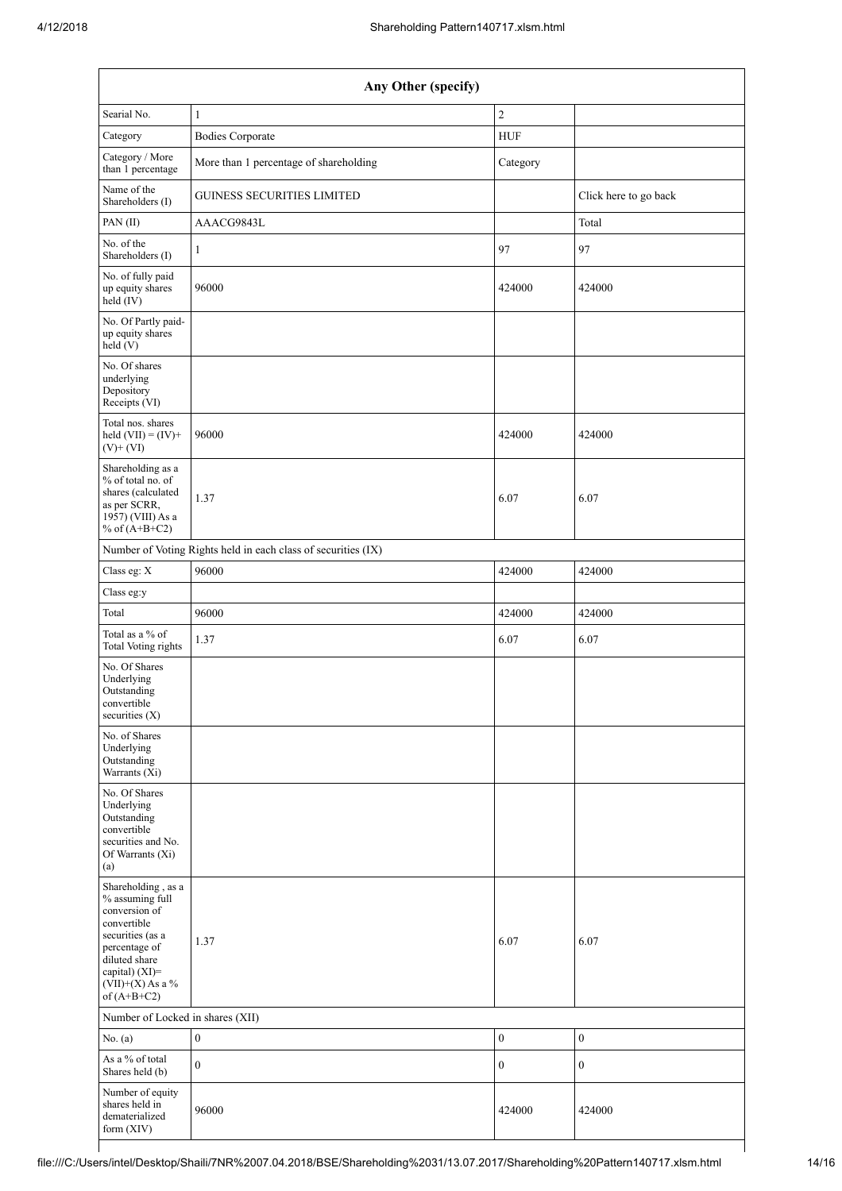| Any Other (specify) | | | |
|---|---|---|---|
| Searial No. | 1 | 2 | |
| Category | Bodies Corporate | HUF | |
| Category / More than 1 percentage | More than 1 percentage of shareholding | Category | |
| Name of the Shareholders (I) | GUINESS SECURITIES LIMITED | | Click here to go back |
| PAN (II) | AAACG9843L | | Total |
| No. of the Shareholders (I) | 1 | 97 | 97 |
| No. of fully paid up equity shares held (IV) | 96000 | 424000 | 424000 |
| No. Of Partly paid-up equity shares held (V) | | | |
| No. Of shares underlying Depository Receipts (VI) | | | |
| Total nos. shares held (VII) = (IV)+ (V)+ (VI) | 96000 | 424000 | 424000 |
| Shareholding as a % of total no. of shares (calculated as per SCRR, 1957) (VIII) As a % of (A+B+C2) | 1.37 | 6.07 | 6.07 |
| Number of Voting Rights held in each class of securities (IX) | | | |
| Class eg: X | 96000 | 424000 | 424000 |
| Class eg:y | | | |
| Total | 96000 | 424000 | 424000 |
| Total as a % of Total Voting rights | 1.37 | 6.07 | 6.07 |
| No. Of Shares Underlying Outstanding convertible securities (X) | | | |
| No. of Shares Underlying Outstanding Warrants (Xi) | | | |
| No. Of Shares Underlying Outstanding convertible securities and No. Of Warrants (Xi) (a) | | | |
| Shareholding , as a % assuming full conversion of convertible securities (as a percentage of diluted share capital) (XI)= (VII)+(X) As a % of (A+B+C2) | 1.37 | 6.07 | 6.07 |
| Number of Locked in shares (XII) | | | |
| No. (a) | 0 | 0 | 0 |
| As a % of total Shares held (b) | 0 | 0 | 0 |
| Number of equity shares held in dematerialized form (XIV) | 96000 | 424000 | 424000 |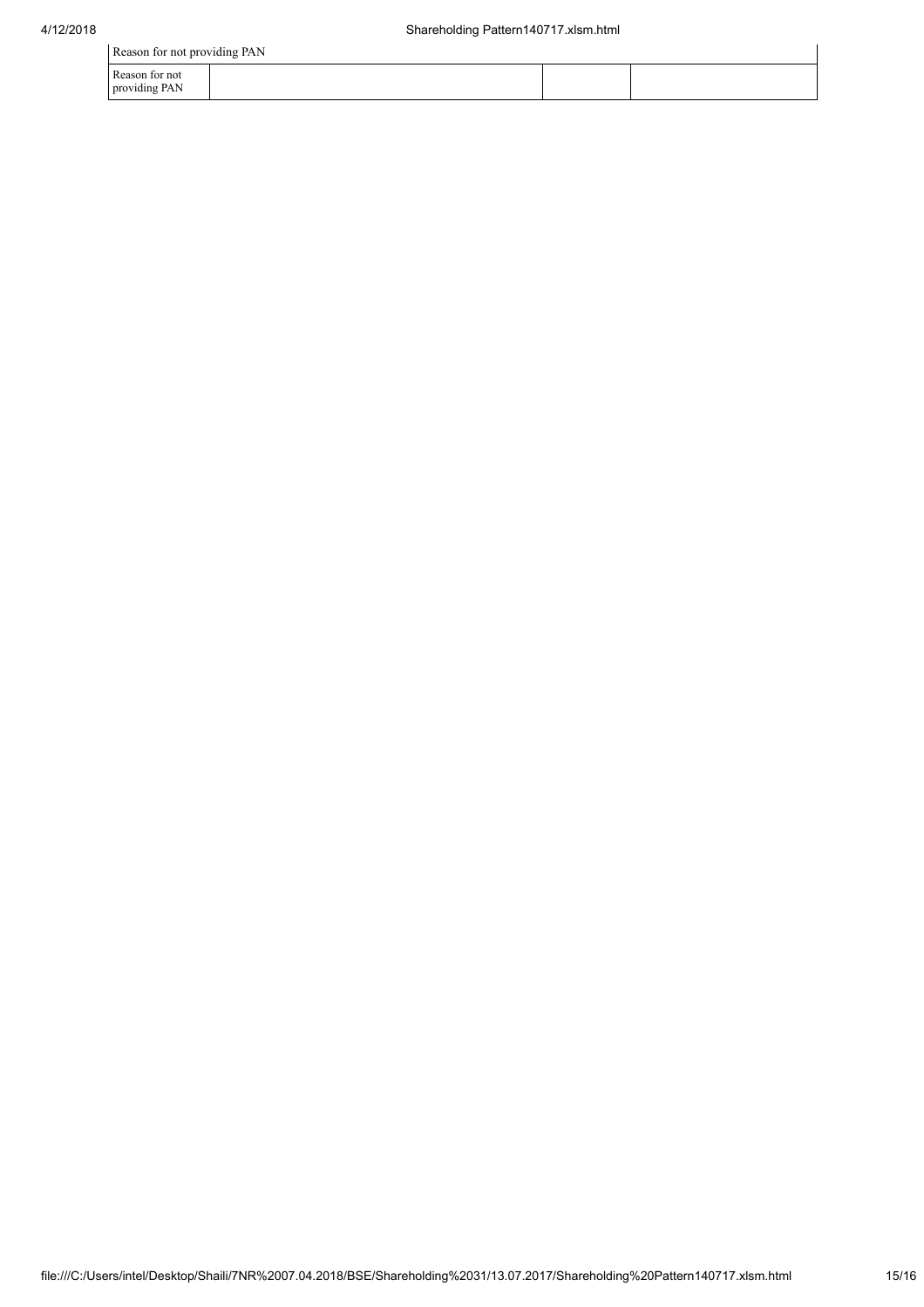| Reason for not providing PAN | | | |
|---|---|---|---|
| Reason for not providing PAN | | | |